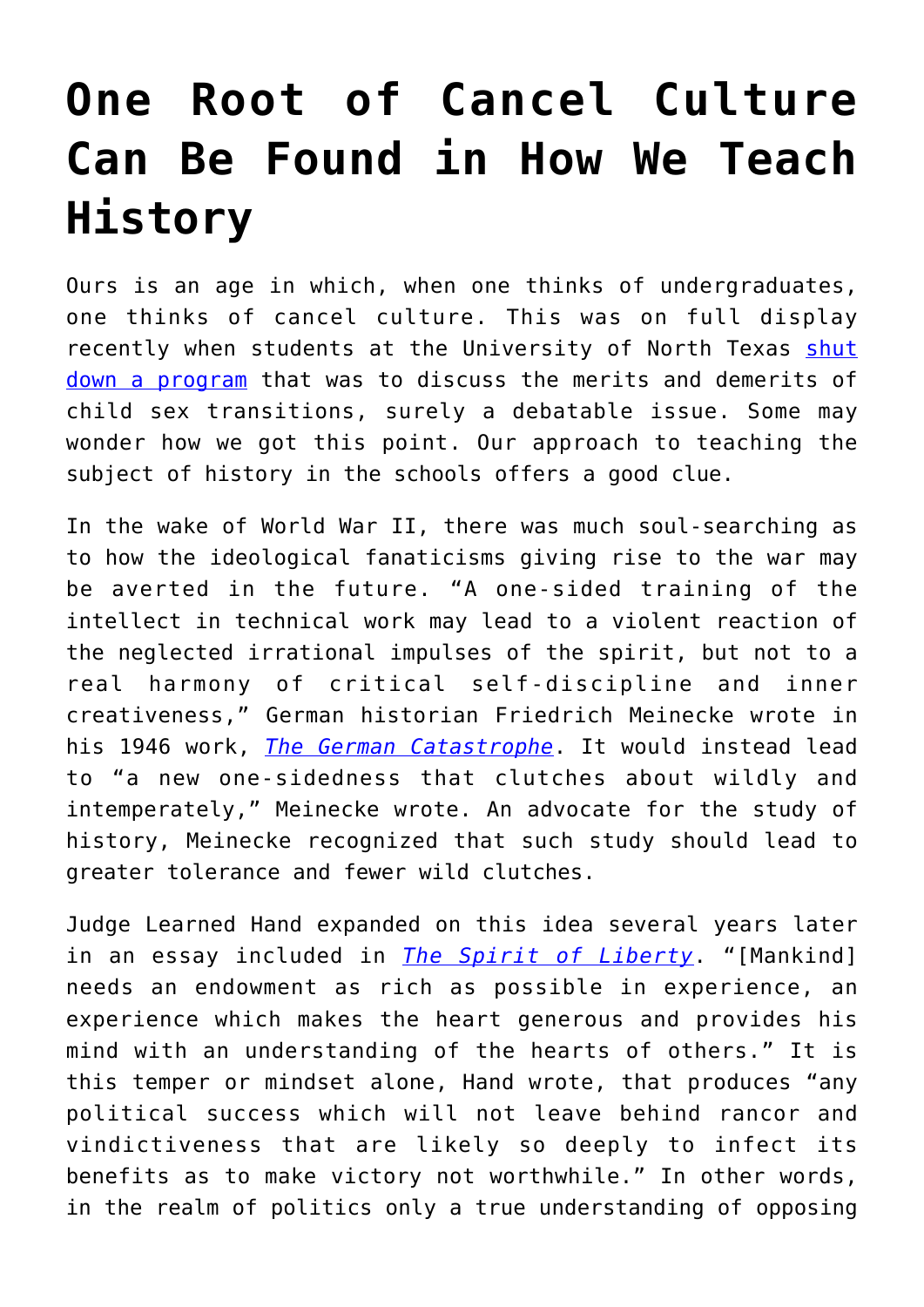# One Root of Cancel Culture Can Be Found in How We Teach History

Ours is an age in which, when one thinks of undergraduates, one thinks of cancel culture. This was on full display recently when students at the University of North Texas shut down a program that was to discuss the merits and demerits of child sex transitions, surely a debatable issue. Some may wonder how we got this point. Our approach to teaching the subject of history in the schools offers a good clue.

In the wake of World War II, there was much soul-searching as to how the ideological fanaticisms giving rise to the war may be averted in the future. "A one-sided training of the intellect in technical work may lead to a violent reaction of the neglected irrational impulses of the spirit, but not to a real harmony of critical self-discipline and inner creativeness," German historian Friedrich Meinecke wrote in his 1946 work, *The German Catastrophe*. It would instead lead to "a new one-sidedness that clutches about wildly and intemperately," Meinecke wrote. An advocate for the study of history, Meinecke recognized that such study should lead to greater tolerance and fewer wild clutches.

Judge Learned Hand expanded on this idea several years later in an essay included in *The Spirit of Liberty*. "[Mankind] needs an endowment as rich as possible in experience, an experience which makes the heart generous and provides his mind with an understanding of the hearts of others." It is this temper or mindset alone, Hand wrote, that produces "any political success which will not leave behind rancor and vindictiveness that are likely so deeply to infect its benefits as to make victory not worthwhile." In other words, in the realm of politics only a true understanding of opposing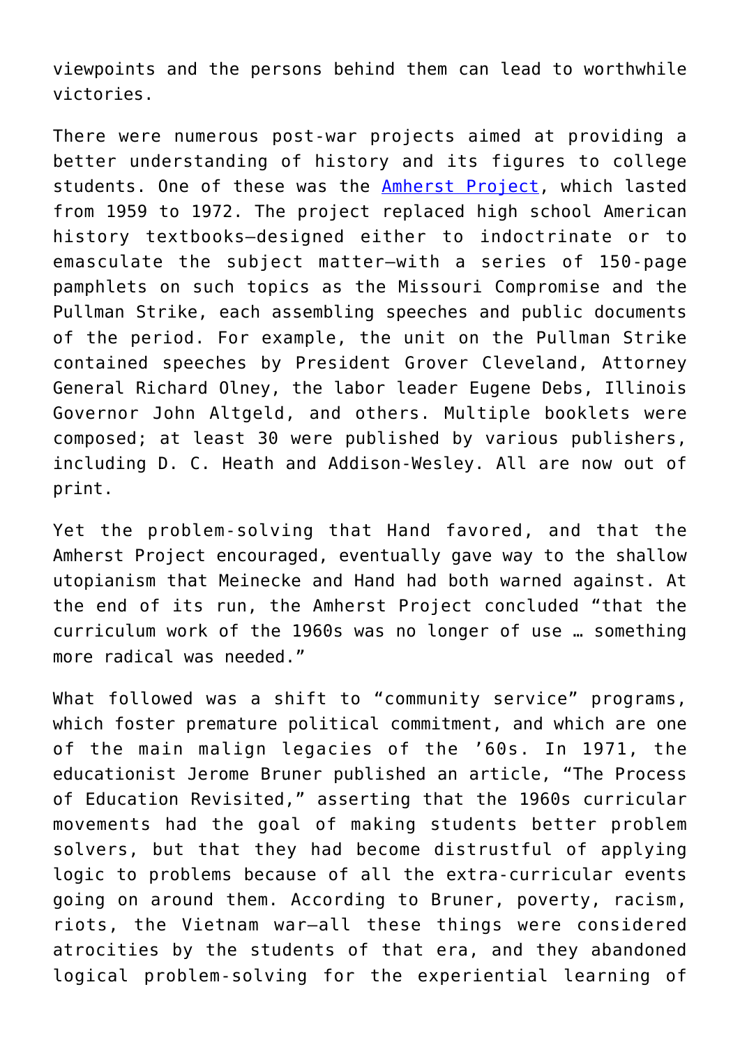viewpoints and the persons behind them can lead to worthwhile victories.

There were numerous post-war projects aimed at providing a better understanding of history and its figures to college students. One of these was the [Amherst Project](), which lasted from 1959 to 1972. The project replaced high school American history textbooks—designed either to indoctrinate or to emasculate the subject matter—with a series of 150-page pamphlets on such topics as the Missouri Compromise and the Pullman Strike, each assembling speeches and public documents of the period. For example, the unit on the Pullman Strike contained speeches by President Grover Cleveland, Attorney General Richard Olney, the labor leader Eugene Debs, Illinois Governor John Altgeld, and others. Multiple booklets were composed; at least 30 were published by various publishers, including D. C. Heath and Addison-Wesley. All are now out of print.

Yet the problem-solving that Hand favored, and that the Amherst Project encouraged, eventually gave way to the shallow utopianism that Meinecke and Hand had both warned against. At the end of its run, the Amherst Project concluded "that the curriculum work of the 1960s was no longer of use … something more radical was needed."

What followed was a shift to "community service" programs, which foster premature political commitment, and which are one of the main malign legacies of the '60s. In 1971, the educationist Jerome Bruner published an article, "The Process of Education Revisited," asserting that the 1960s curricular movements had the goal of making students better problem solvers, but that they had become distrustful of applying logic to problems because of all the extra-curricular events going on around them. According to Bruner, poverty, racism, riots, the Vietnam war—all these things were considered atrocities by the students of that era, and they abandoned logical problem-solving for the experiential learning of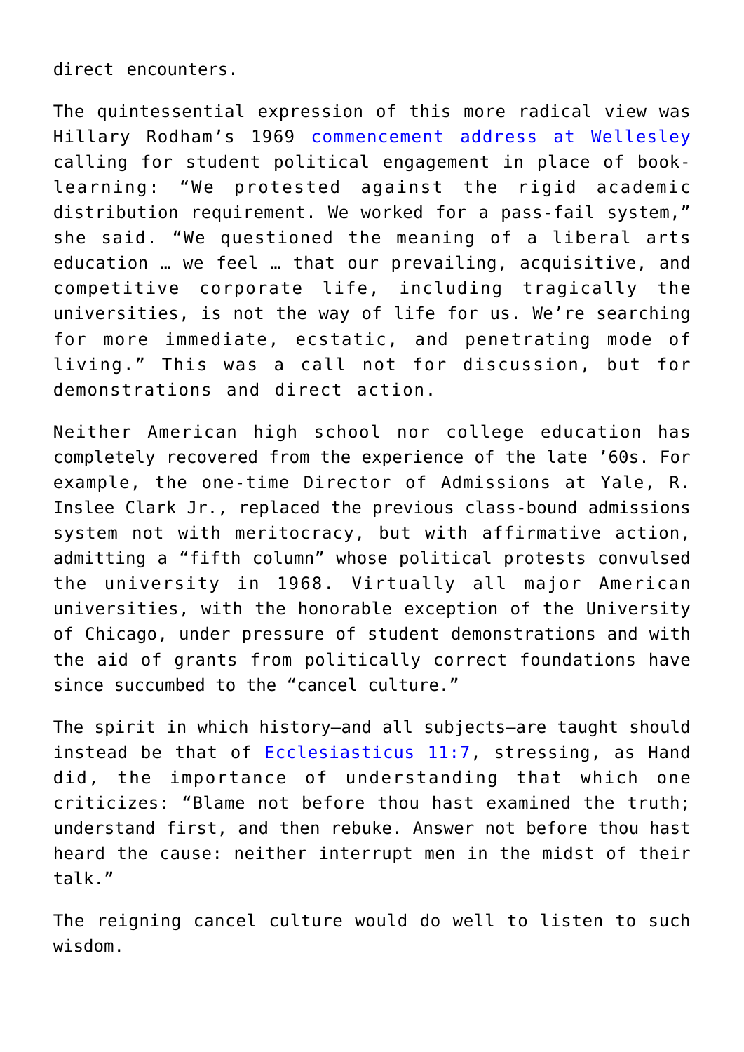direct encounters.

The quintessential expression of this more radical view was Hillary Rodham's 1969 commencement address at Wellesley calling for student political engagement in place of book-learning: "We protested against the rigid academic distribution requirement. We worked for a pass-fail system," she said. "We questioned the meaning of a liberal arts education … we feel … that our prevailing, acquisitive, and competitive corporate life, including tragically the universities, is not the way of life for us. We're searching for more immediate, ecstatic, and penetrating mode of living." This was a call not for discussion, but for demonstrations and direct action.

Neither American high school nor college education has completely recovered from the experience of the late '60s. For example, the one-time Director of Admissions at Yale, R. Inslee Clark Jr., replaced the previous class-bound admissions system not with meritocracy, but with affirmative action, admitting a "fifth column" whose political protests convulsed the university in 1968. Virtually all major American universities, with the honorable exception of the University of Chicago, under pressure of student demonstrations and with the aid of grants from politically correct foundations have since succumbed to the "cancel culture."

The spirit in which history—and all subjects—are taught should instead be that of Ecclesiasticus 11:7, stressing, as Hand did, the importance of understanding that which one criticizes: "Blame not before thou hast examined the truth; understand first, and then rebuke. Answer not before thou hast heard the cause: neither interrupt men in the midst of their talk."

The reigning cancel culture would do well to listen to such wisdom.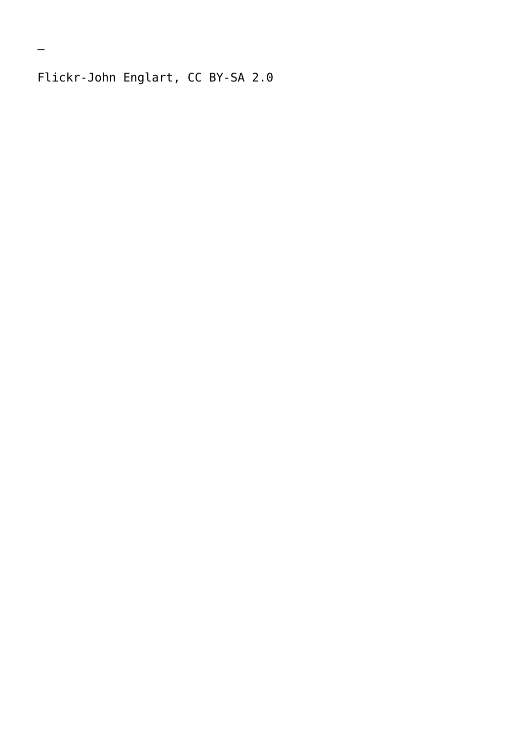—

Flickr-John Englart, CC BY-SA 2.0